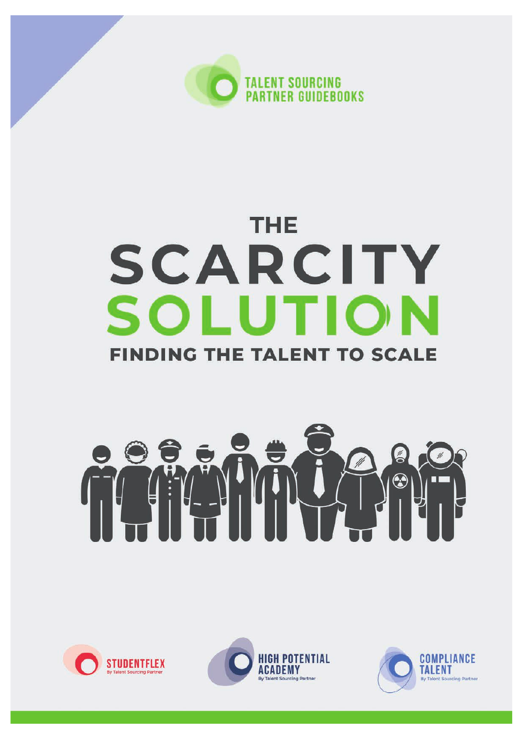TALENT SOURCING PARTNER GUIDEBOOKS

# THE SCARCITY SOLUTION

## FINDING THE TALENT TO SCALE

STUDENTFLEX
By Talent Sourcing Partner

HIGH POTENTIAL ACADEMY
By Talent Sourcing Partner

COMPLIANCE TALENT
By Talent Sourcing Partner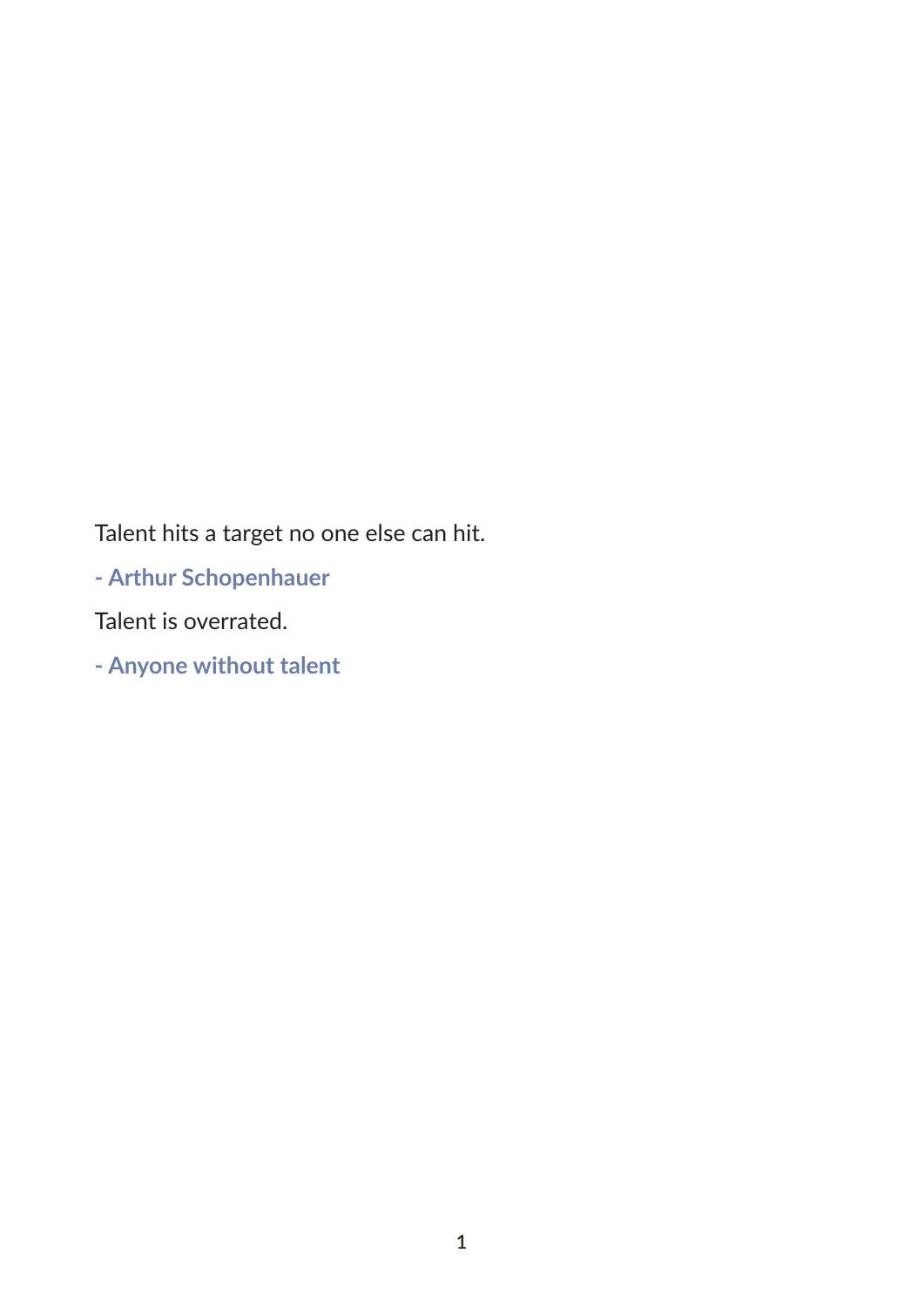Talent hits a target no one else can hit.

**- Arthur Schopenhauer**

Talent is overrated.

**- Anyone without talent**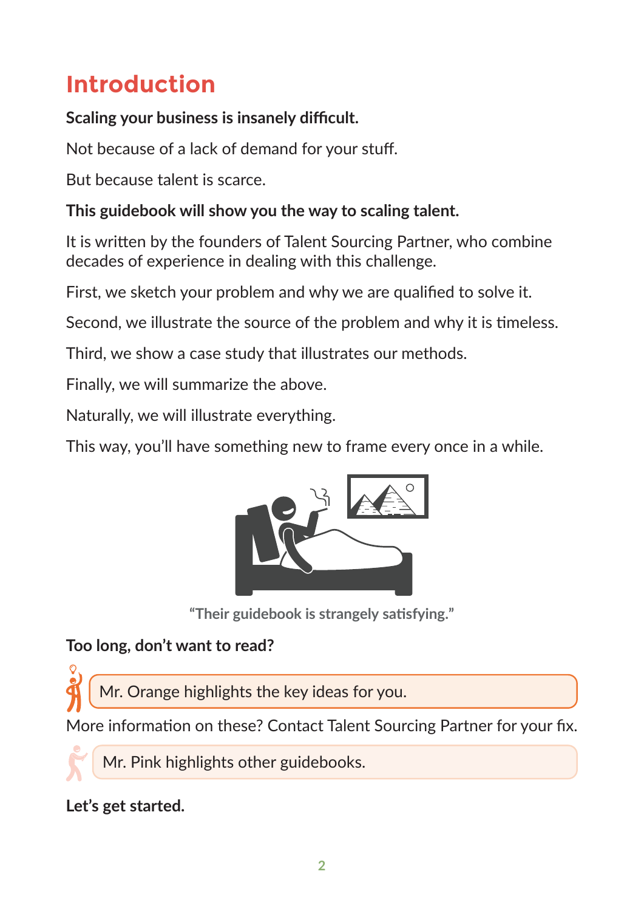# Introduction

**Scaling your business is insanely difficult.**

Not because of a lack of demand for your stuff.

But because talent is scarce.

**This guidebook will show you the way to scaling talent.**

It is written by the founders of Talent Sourcing Partner, who combine decades of experience in dealing with this challenge.

First, we sketch your problem and why we are qualified to solve it.

Second, we illustrate the source of the problem and why it is timeless.

Third, we show a case study that illustrates our methods.

Finally, we will summarize the above.

Naturally, we will illustrate everything.

This way, you'll have something new to frame every once in a while.

**"Their guidebook is strangely satisfying."**

**Too long, don't want to read?**

Mr. Orange highlights the key ideas for you.

More information on these? Contact Talent Sourcing Partner for your fix.

Mr. Pink highlights other guidebooks.

**Let's get started.**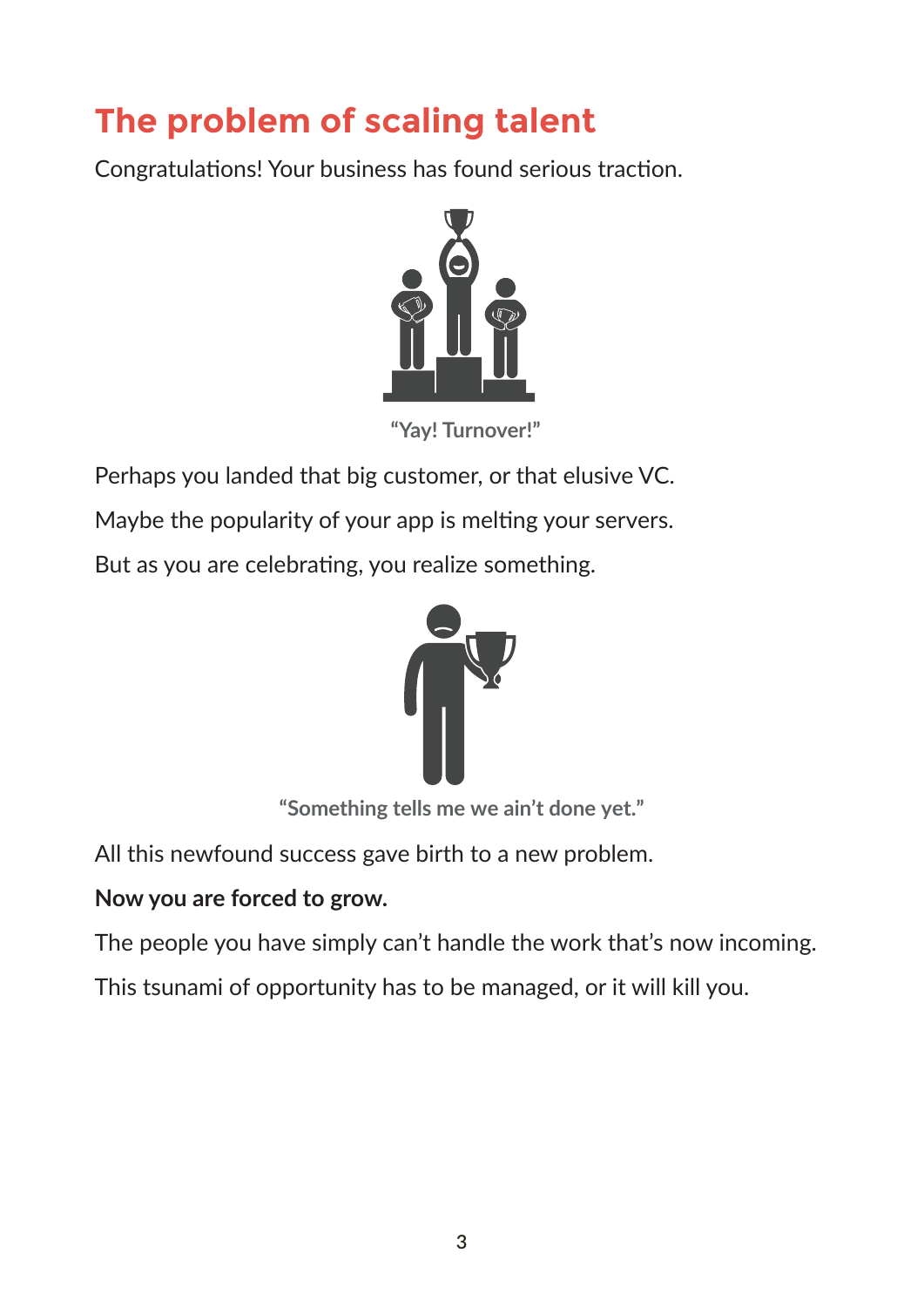# The problem of scaling talent

Congratulations! Your business has found serious traction.

"Yay! Turnover!"

Perhaps you landed that big customer, or that elusive VC.

Maybe the popularity of your app is melting your servers.

But as you are celebrating, you realize something.

"Something tells me we ain't done yet."

All this newfound success gave birth to a new problem.

**Now you are forced to grow.**

The people you have simply can't handle the work that's now incoming.

This tsunami of opportunity has to be managed, or it will kill you.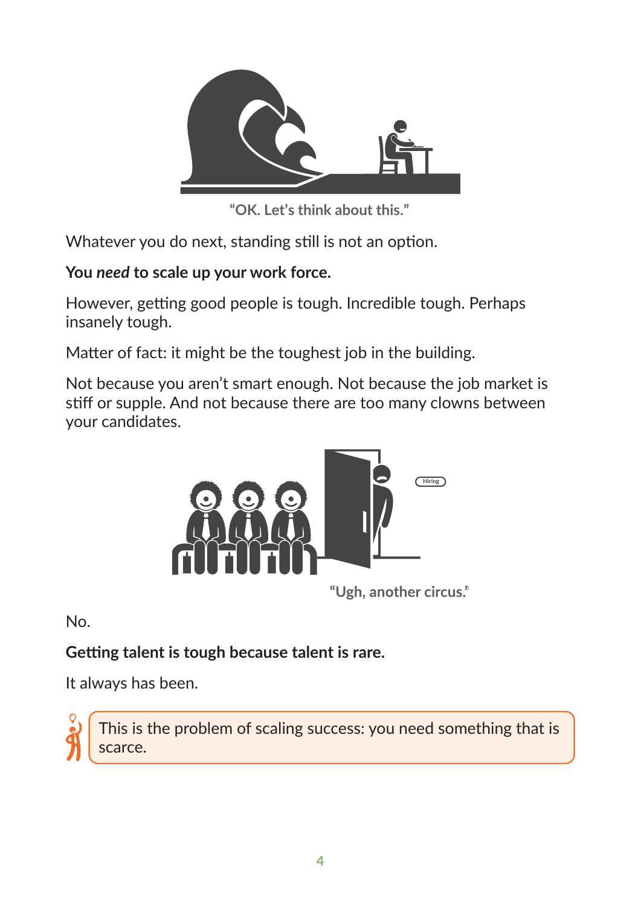"OK. Let's think about this."

Whatever you do next, standing still is not an option.

**You *need* to scale up your work force.**

However, getting good people is tough. Incredible tough. Perhaps insanely tough.

Matter of fact: it might be the toughest job in the building.

Not because you aren't smart enough. Not because the job market is stiff or supple. And not because there are too many clowns between your candidates.

"Ugh, another circus."

No.

**Getting talent is tough because talent is rare.**

It always has been.

> This is the problem of scaling success: you need something that is scarce.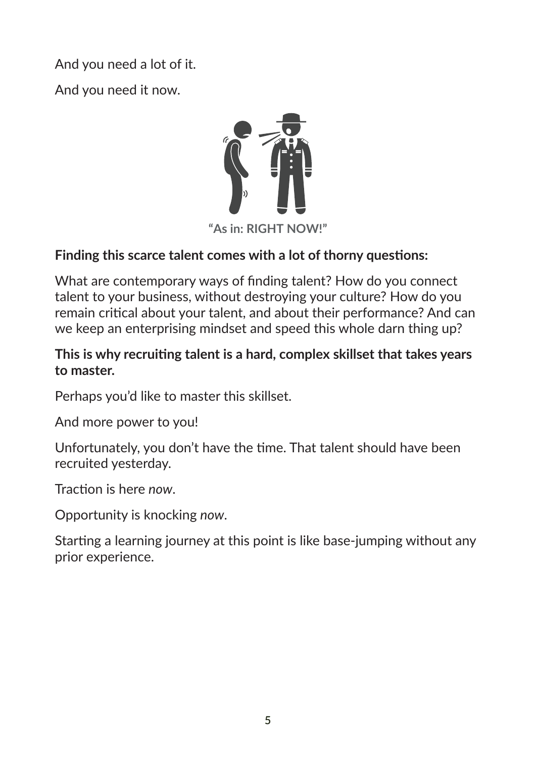And you need a lot of it.

And you need it now.

**"As in: RIGHT NOW!"**

**Finding this scarce talent comes with a lot of thorny questions:**

What are contemporary ways of finding talent? How do you connect talent to your business, without destroying your culture? How do you remain critical about your talent, and about their performance? And can we keep an enterprising mindset and speed this whole darn thing up?

**This is why recruiting talent is a hard, complex skillset that takes years to master.**

Perhaps you'd like to master this skillset.

And more power to you!

Unfortunately, you don't have the time. That talent should have been recruited yesterday.

Traction is here *now*.

Opportunity is knocking *now*.

Starting a learning journey at this point is like base-jumping without any prior experience.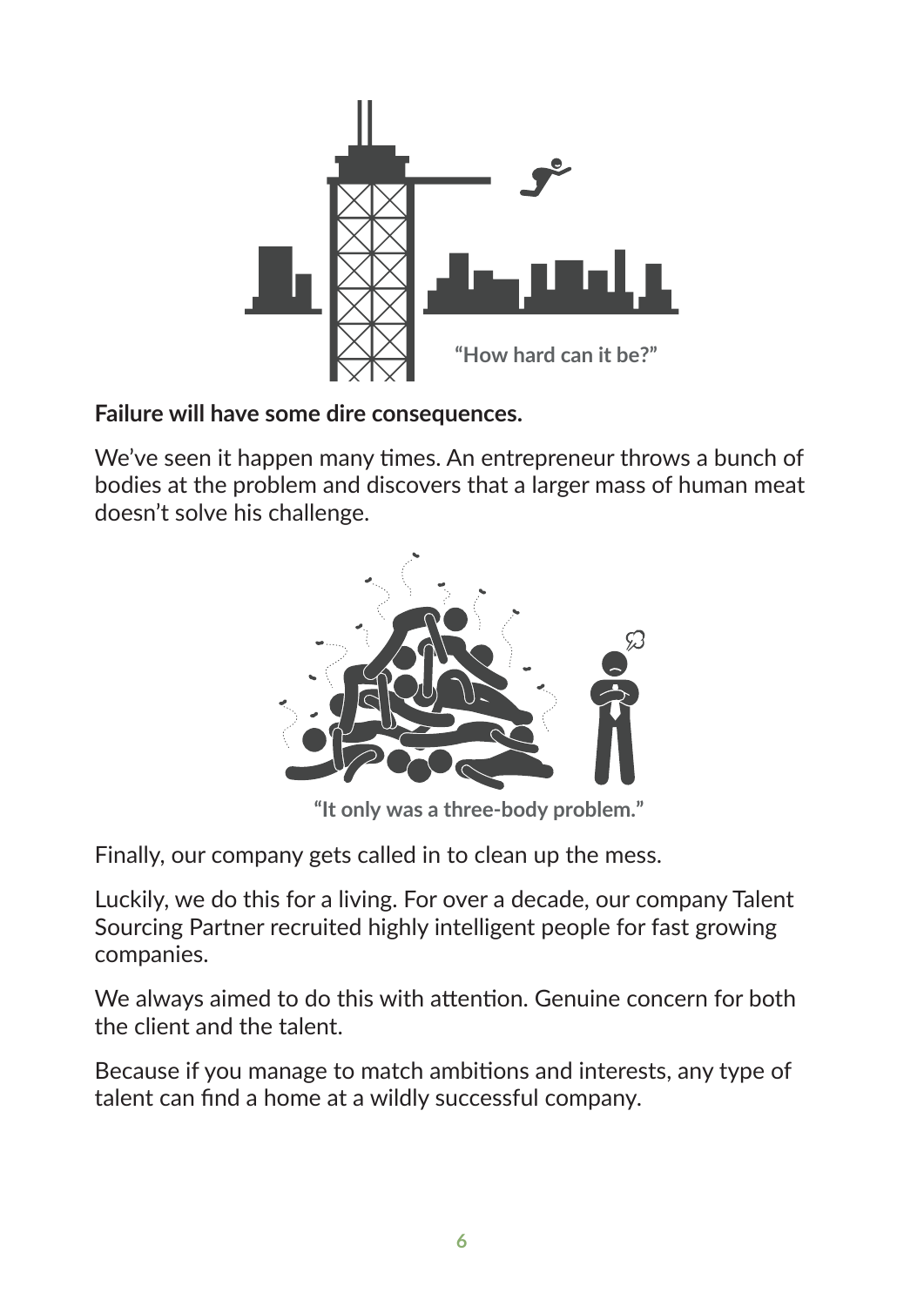"How hard can it be?"

**Failure will have some dire consequences.**

We've seen it happen many times. An entrepreneur throws a bunch of bodies at the problem and discovers that a larger mass of human meat doesn't solve his challenge.

"It only was a three-body problem."

Finally, our company gets called in to clean up the mess.

Luckily, we do this for a living. For over a decade, our company Talent Sourcing Partner recruited highly intelligent people for fast growing companies.

We always aimed to do this with attention. Genuine concern for both the client and the talent.

Because if you manage to match ambitions and interests, any type of talent can find a home at a wildly successful company.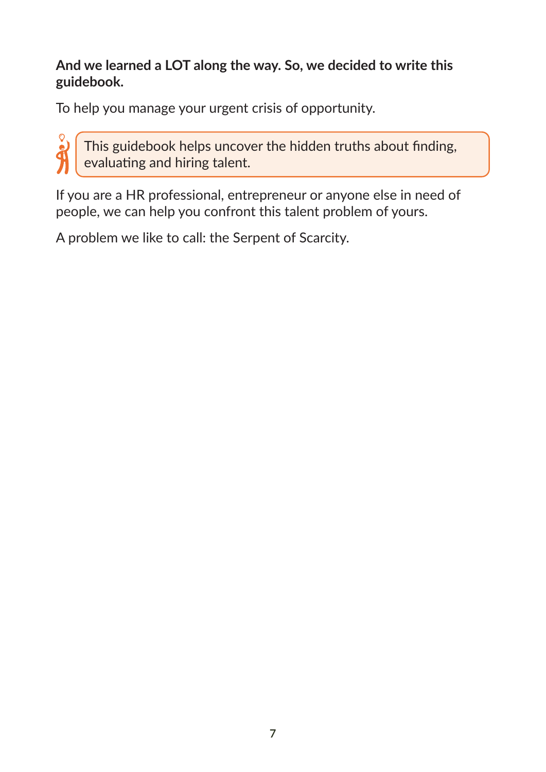**And we learned a LOT along the way. So, we decided to write this guidebook.**

To help you manage your urgent crisis of opportunity.

> This guidebook helps uncover the hidden truths about finding, evaluating and hiring talent.

If you are a HR professional, entrepreneur or anyone else in need of people, we can help you confront this talent problem of yours.

A problem we like to call: the Serpent of Scarcity.